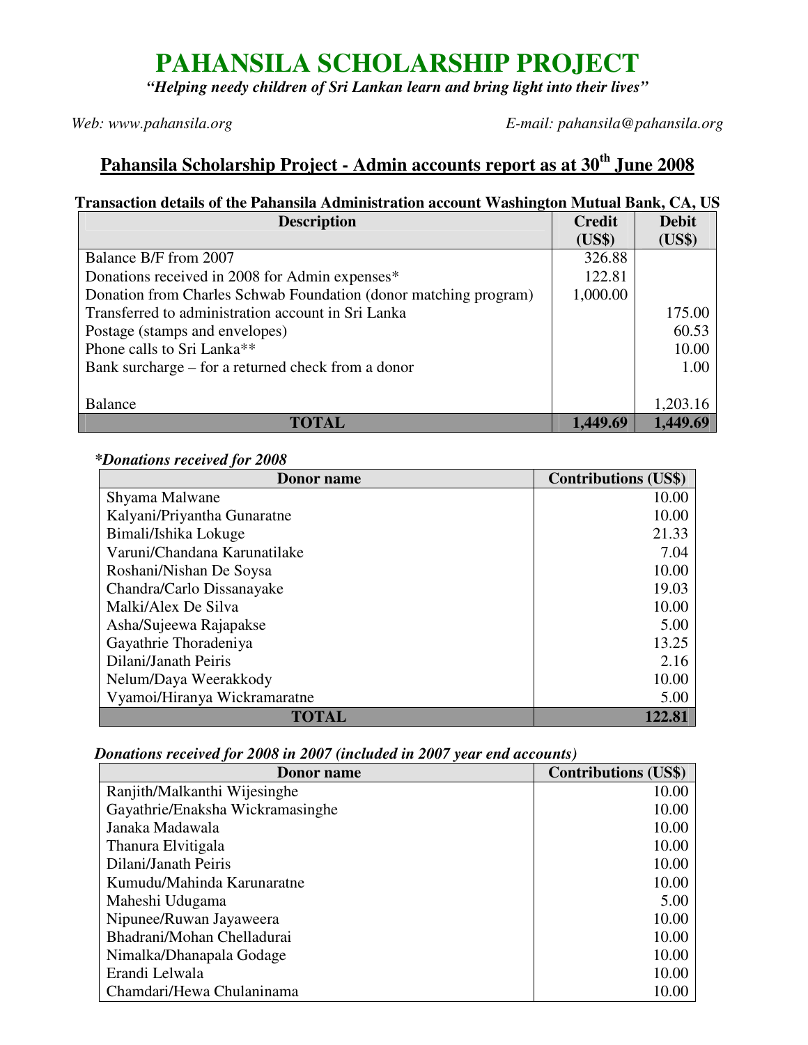# PAHANSILA SCHOLARSHIP PROJECT

*"Helping needy children of Sri Lankan learn and bring light into their lives"*

*Web: www.pahansila.org* *E-mail: pahansila@pahansila.org*

## Pahansila Scholarship Project - Admin accounts report as at 30th June 2008

**Transaction details of the Pahansila Administration account Washington Mutual Bank, CA, US**

| Description | Credit (US$) | Debit (US$) |
|---|---|---|
| Balance B/F from 2007 | 326.88 | |
| Donations received in 2008 for Admin expenses* | 122.81 | |
| Donation from Charles Schwab Foundation (donor matching program) | 1,000.00 | |
| Transferred to administration account in Sri Lanka | | 175.00 |
| Postage (stamps and envelopes) | | 60.53 |
| Phone calls to Sri Lanka** | | 10.00 |
| Bank surcharge – for a returned check from a donor | | 1.00 |
| Balance | | 1,203.16 |
| **TOTAL** | **1,449.69** | **1,449.69** |

***Donations received for 2008***

| Donor name | Contributions (US$) |
|---|---|
| Shyama Malwane | 10.00 |
| Kalyani/Priyantha Gunaratne | 10.00 |
| Bimali/Ishika Lokuge | 21.33 |
| Varuni/Chandana Karunatilake | 7.04 |
| Roshani/Nishan De Soysa | 10.00 |
| Chandra/Carlo Dissanayake | 19.03 |
| Malki/Alex De Silva | 10.00 |
| Asha/Sujeewa Rajapakse | 5.00 |
| Gayathrie Thoradeniya | 13.25 |
| Dilani/Janath Peiris | 2.16 |
| Nelum/Daya Weerakkody | 10.00 |
| Vyamoi/Hiranya Wickramaratne | 5.00 |
| **TOTAL** | **122.81** |

***Donations received for 2008 in 2007 (included in 2007 year end accounts)***

| Donor name | Contributions (US$) |
|---|---|
| Ranjith/Malkanthi Wijesinghe | 10.00 |
| Gayathrie/Enaksha Wickramasinghe | 10.00 |
| Janaka Madawala | 10.00 |
| Thanura Elvitigala | 10.00 |
| Dilani/Janath Peiris | 10.00 |
| Kumudu/Mahinda Karunaratne | 10.00 |
| Maheshi Udugama | 5.00 |
| Nipunee/Ruwan Jayaweera | 10.00 |
| Bhadrani/Mohan Chelladurai | 10.00 |
| Nimalka/Dhanapala Godage | 10.00 |
| Erandi Lelwala | 10.00 |
| Chamdari/Hewa Chulaninama | 10.00 |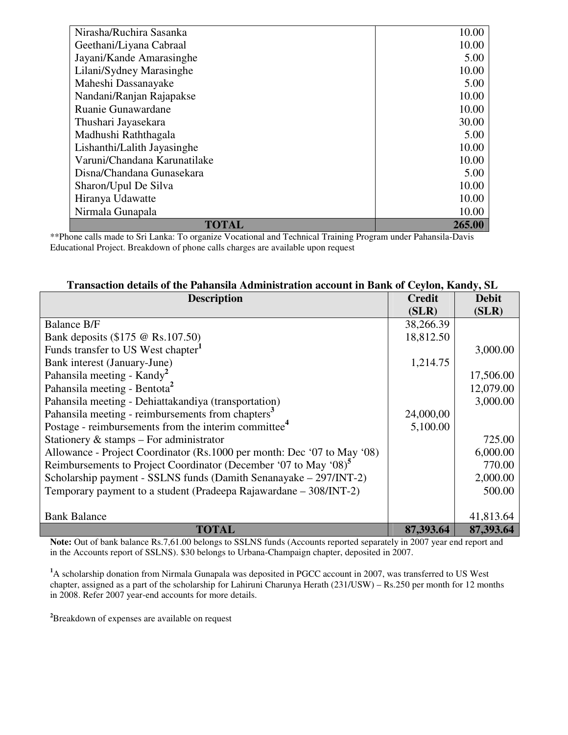| | |
|---|---|
| Nirasha/Ruchira Sasanka | 10.00 |
| Geethani/Liyana Cabraal | 10.00 |
| Jayani/Kande Amarasinghe | 5.00 |
| Lilani/Sydney Marasinghe | 10.00 |
| Maheshi Dassanayake | 5.00 |
| Nandani/Ranjan Rajapakse | 10.00 |
| Ruanie Gunawardane | 10.00 |
| Thushari Jayasekara | 30.00 |
| Madhushi Raththagala | 5.00 |
| Lishanthi/Lalith Jayasinghe | 10.00 |
| Varuni/Chandana Karunatilake | 10.00 |
| Disna/Chandana Gunasekara | 5.00 |
| Sharon/Upul De Silva | 10.00 |
| Hiranya Udawatte | 10.00 |
| Nirmala Gunapala | 10.00 |
| **TOTAL** | **265.00** |

**Phone calls made to Sri Lanka: To organize Vocational and Technical Training Program under Pahansila-Davis Educational Project. Breakdown of phone calls charges are available upon request

**Transaction details of the Pahansila Administration account in Bank of Ceylon, Kandy, SL**

| Description | Credit (SLR) | Debit (SLR) |
|---|---|---|
| Balance B/F | 38,266.39 | |
| Bank deposits ($175 @ Rs.107.50) | 18,812.50 | |
| Funds transfer to US West chapter[1] | | 3,000.00 |
| Bank interest (January-June) | 1,214.75 | |
| Pahansila meeting - Kandy[2] | | 17,506.00 |
| Pahansila meeting - Bentota[2] | | 12,079.00 |
| Pahansila meeting - Dehiattakandiya (transportation) | | 3,000.00 |
| Pahansila meeting - reimbursements from chapters[3] | 24,000,00 | |
| Postage - reimbursements from the interim committee[4] | 5,100.00 | |
| Stationery & stamps – For administrator | | 725.00 |
| Allowance - Project Coordinator (Rs.1000 per month: Dec '07 to May '08) | | 6,000.00 |
| Reimbursements to Project Coordinator (December '07 to May '08)[5] | | 770.00 |
| Scholarship payment - SSLNS funds (Damith Senanayake – 297/INT-2) | | 2,000.00 |
| Temporary payment to a student (Pradeepa Rajawardane – 308/INT-2) | | 500.00 |
| Bank Balance | | 41,813.64 |
| **TOTAL** | **87,393.64** | **87,393.64** |

**Note:** Out of bank balance Rs.7,61.00 belongs to SSLNS funds (Accounts reported separately in 2007 year end report and in the Accounts report of SSLNS). $30 belongs to Urbana-Champaign chapter, deposited in 2007.

[1]A scholarship donation from Nirmala Gunapala was deposited in PGCC account in 2007, was transferred to US West chapter, assigned as a part of the scholarship for Lahiruni Charunya Herath (231/USW) – Rs.250 per month for 12 months in 2008. Refer 2007 year-end accounts for more details.

[2]Breakdown of expenses are available on request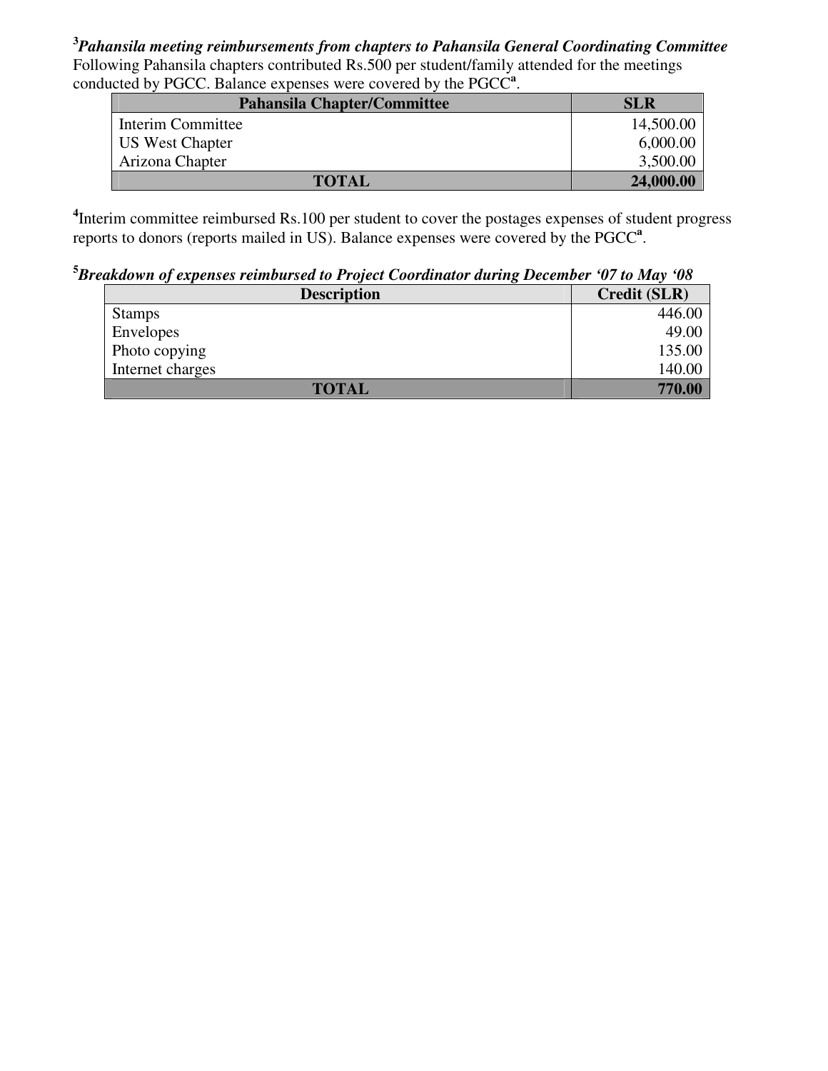[3]***Pahansila meeting reimbursements from chapters to Pahansila General Coordinating Committee***
Following Pahansila chapters contributed Rs.500 per student/family attended for the meetings conducted by PGCC. Balance expenses were covered by the PGCC[a].

| Pahansila Chapter/Committee | SLR |
|---|---:|
| Interim Committee | 14,500.00 |
| US West Chapter | 6,000.00 |
| Arizona Chapter | 3,500.00 |
| **TOTAL** | **24,000.00** |

[4]Interim committee reimbursed Rs.100 per student to cover the postages expenses of student progress reports to donors (reports mailed in US). Balance expenses were covered by the PGCC[a].

[5]***Breakdown of expenses reimbursed to Project Coordinator during December '07 to May '08***

| Description | Credit (SLR) |
|---|---:|
| Stamps | 446.00 |
| Envelopes | 49.00 |
| Photo copying | 135.00 |
| Internet charges | 140.00 |
| **TOTAL** | **770.00** |